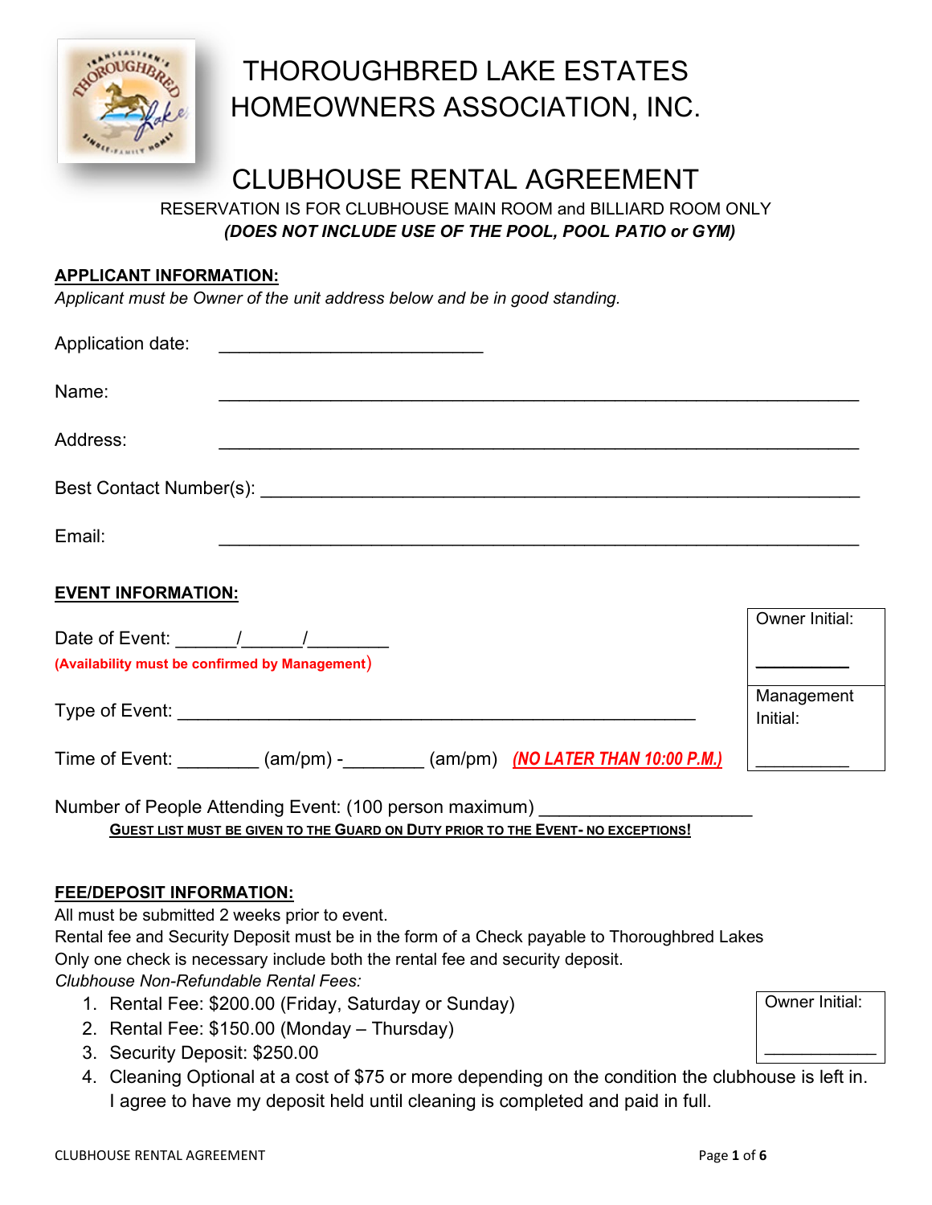# THOROUGHBRED LAKE ESTATES HOMEOWNERS ASSOCIATION, INC.

## CLUBHOUSE RENTAL AGREEMENT

RESERVATION IS FOR CLUBHOUSE MAIN ROOM and BILLIARD ROOM ONLY
***(DOES NOT INCLUDE USE OF THE POOL, POOL PATIO or GYM)***

**APPLICANT INFORMATION:**

*Applicant must be Owner of the unit address below and be in good standing.*

Application date: ___________________________

Name: ___________________________________________________________________

Address: ___________________________________________________________________

Best Contact Number(s): ___________________________________________________________

Email: ___________________________________________________________________

**EVENT INFORMATION:**

Date of Event: ______/______/________
**(Availability must be confirmed by Management)**

Type of Event: ____________________________________________________

Time of Event: ________ (am/pm) -________ (am/pm) ***(NO LATER THAN 10:00 P.M.)***

| Owner Initial: __________ |
|---|
| Management Initial: __________ |

Number of People Attending Event: (100 person maximum) ____________________

**GUEST LIST MUST BE GIVEN TO THE GUARD ON DUTY PRIOR TO THE EVENT- NO EXCEPTIONS!**

**FEE/DEPOSIT INFORMATION:**

All must be submitted 2 weeks prior to event.
Rental fee and Security Deposit must be in the form of a Check payable to Thoroughbred Lakes
Only one check is necessary include both the rental fee and security deposit.
*Clubhouse Non-Refundable Rental Fees:*

1. Rental Fee: $200.00 (Friday, Saturday or Sunday)
2. Rental Fee: $150.00 (Monday – Thursday)
3. Security Deposit: $250.00
4. Cleaning Optional at a cost of $75 or more depending on the condition the clubhouse is left in. I agree to have my deposit held until cleaning is completed and paid in full.

| Owner Initial: ____________ |
|---|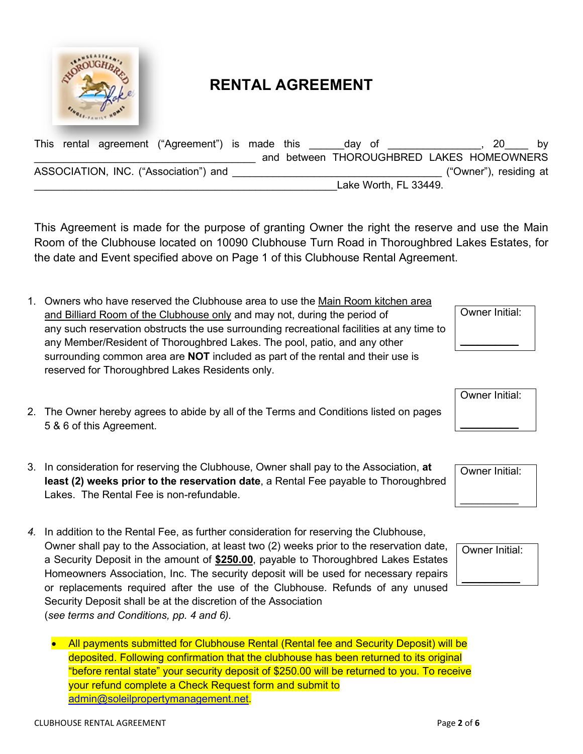# RENTAL AGREEMENT

This rental agreement ("Agreement") is made this ______day of ________________, 20____ by ________________________________________ and between THOROUGHBRED LAKES HOMEOWNERS ASSOCIATION, INC. ("Association") and ______________________________________ ("Owner"), residing at _______________________________________________________Lake Worth, FL 33449.

This Agreement is made for the purpose of granting Owner the right the reserve and use the Main Room of the Clubhouse located on 10090 Clubhouse Turn Road in Thoroughbred Lakes Estates, for the date and Event specified above on Page 1 of this Clubhouse Rental Agreement.

1. Owners who have reserved the Clubhouse area to use the Main Room kitchen area and Billiard Room of the Clubhouse only and may not, during the period of any such reservation obstructs the use surrounding recreational facilities at any time to any Member/Resident of Thoroughbred Lakes. The pool, patio, and any other surrounding common area are **NOT** included as part of the rental and their use is reserved for Thoroughbred Lakes Residents only.

   Owner Initial: __________

2. The Owner hereby agrees to abide by all of the Terms and Conditions listed on pages 5 & 6 of this Agreement.

   Owner Initial: __________

3. In consideration for reserving the Clubhouse, Owner shall pay to the Association, **at least (2) weeks prior to the reservation date**, a Rental Fee payable to Thoroughbred Lakes. The Rental Fee is non-refundable.

   Owner Initial: __________

4. In addition to the Rental Fee, as further consideration for reserving the Clubhouse, Owner shall pay to the Association, at least two (2) weeks prior to the reservation date, a Security Deposit in the amount of **$250.00**, payable to Thoroughbred Lakes Estates Homeowners Association, Inc. The security deposit will be used for necessary repairs or replacements required after the use of the Clubhouse. Refunds of any unused Security Deposit shall be at the discretion of the Association (*see terms and Conditions, pp. 4 and 6).*

   Owner Initial: __________

- All payments submitted for Clubhouse Rental (Rental fee and Security Deposit) will be deposited. Following confirmation that the clubhouse has been returned to its original "before rental state" your security deposit of $250.00 will be returned to you. To receive your refund complete a Check Request form and submit to admin@soleilpropertymanagement.net.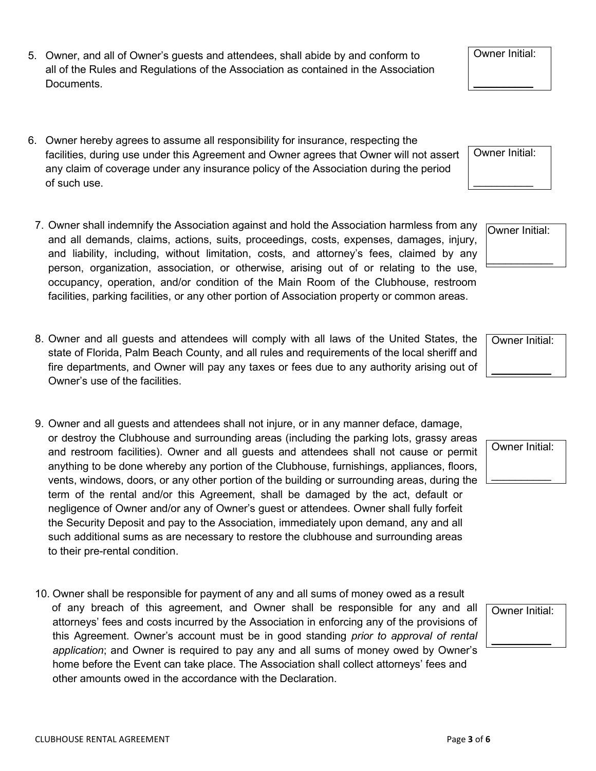5. Owner, and all of Owner's guests and attendees, shall abide by and conform to all of the Rules and Regulations of the Association as contained in the Association Documents.

   Owner Initial: __________

6. Owner hereby agrees to assume all responsibility for insurance, respecting the facilities, during use under this Agreement and Owner agrees that Owner will not assert any claim of coverage under any insurance policy of the Association during the period of such use.

   Owner Initial: __________

7. Owner shall indemnify the Association against and hold the Association harmless from any and all demands, claims, actions, suits, proceedings, costs, expenses, damages, injury, and liability, including, without limitation, costs, and attorney's fees, claimed by any person, organization, association, or otherwise, arising out of or relating to the use, occupancy, operation, and/or condition of the Main Room of the Clubhouse, restroom facilities, parking facilities, or any other portion of Association property or common areas.

   Owner Initial: __________

8. Owner and all guests and attendees will comply with all laws of the United States, the state of Florida, Palm Beach County, and all rules and requirements of the local sheriff and fire departments, and Owner will pay any taxes or fees due to any authority arising out of Owner's use of the facilities.

   Owner Initial: __________

9. Owner and all guests and attendees shall not injure, or in any manner deface, damage, or destroy the Clubhouse and surrounding areas (including the parking lots, grassy areas and restroom facilities). Owner and all guests and attendees shall not cause or permit anything to be done whereby any portion of the Clubhouse, furnishings, appliances, floors, vents, windows, doors, or any other portion of the building or surrounding areas, during the term of the rental and/or this Agreement, shall be damaged by the act, default or negligence of Owner and/or any of Owner's guest or attendees. Owner shall fully forfeit the Security Deposit and pay to the Association, immediately upon demand, any and all such additional sums as are necessary to restore the clubhouse and surrounding areas to their pre-rental condition.

   Owner Initial: __________

10. Owner shall be responsible for payment of any and all sums of money owed as a result of any breach of this agreement, and Owner shall be responsible for any and all attorneys' fees and costs incurred by the Association in enforcing any of the provisions of this Agreement. Owner's account must be in good standing *prior to approval of rental application*; and Owner is required to pay any and all sums of money owed by Owner's home before the Event can take place. The Association shall collect attorneys' fees and other amounts owed in the accordance with the Declaration.

    Owner Initial: __________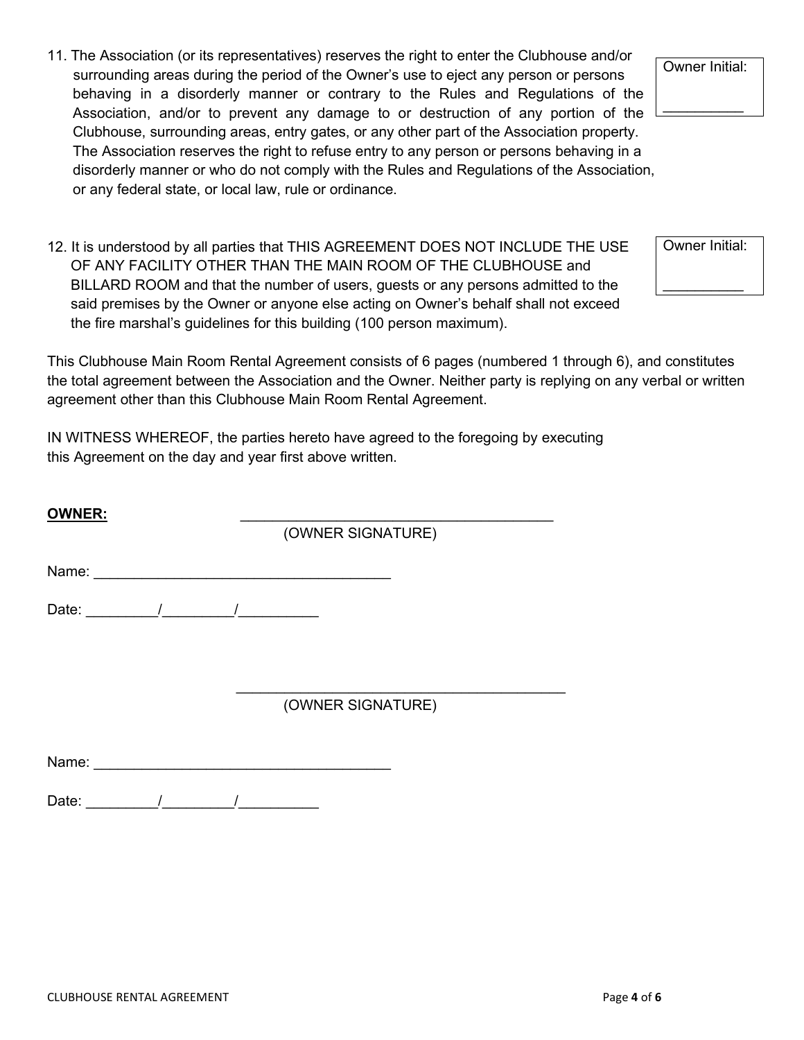11. The Association (or its representatives) reserves the right to enter the Clubhouse and/or surrounding areas during the period of the Owner's use to eject any person or persons behaving in a disorderly manner or contrary to the Rules and Regulations of the Association, and/or to prevent any damage to or destruction of any portion of the Clubhouse, surrounding areas, entry gates, or any other part of the Association property. The Association reserves the right to refuse entry to any person or persons behaving in a disorderly manner or who do not comply with the Rules and Regulations of the Association, or any federal state, or local law, rule or ordinance.

   Owner Initial: __________

12. It is understood by all parties that THIS AGREEMENT DOES NOT INCLUDE THE USE OF ANY FACILITY OTHER THAN THE MAIN ROOM OF THE CLUBHOUSE and BILLARD ROOM and that the number of users, guests or any persons admitted to the said premises by the Owner or anyone else acting on Owner's behalf shall not exceed the fire marshal's guidelines for this building (100 person maximum).

   Owner Initial: __________

This Clubhouse Main Room Rental Agreement consists of 6 pages (numbered 1 through 6), and constitutes the total agreement between the Association and the Owner. Neither party is replying on any verbal or written agreement other than this Clubhouse Main Room Rental Agreement.

IN WITNESS WHEREOF, the parties hereto have agreed to the foregoing by executing this Agreement on the day and year first above written.

**OWNER:** ________________________________________
(OWNER SIGNATURE)

Name: _____________________________________

Date: _________/_________/__________

________________________________________
(OWNER SIGNATURE)

Name: _____________________________________

Date: _________/_________/__________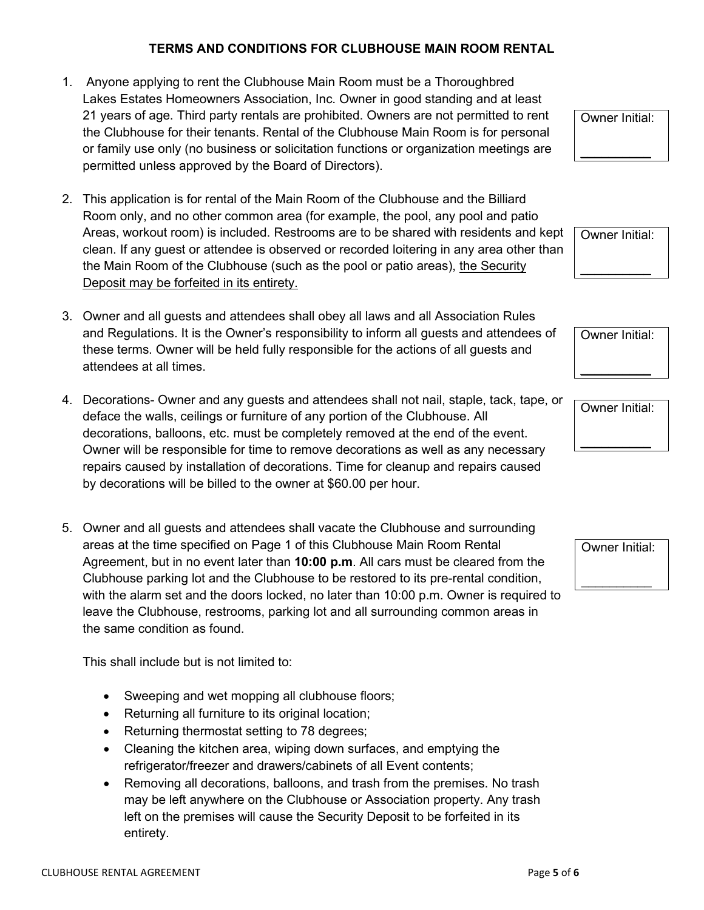### TERMS AND CONDITIONS FOR CLUBHOUSE MAIN ROOM RENTAL

1. Anyone applying to rent the Clubhouse Main Room must be a Thoroughbred Lakes Estates Homeowners Association, Inc. Owner in good standing and at least 21 years of age. Third party rentals are prohibited. Owners are not permitted to rent the Clubhouse for their tenants. Rental of the Clubhouse Main Room is for personal or family use only (no business or solicitation functions or organization meetings are permitted unless approved by the Board of Directors).

   Owner Initial: __________

2. This application is for rental of the Main Room of the Clubhouse and the Billiard Room only, and no other common area (for example, the pool, any pool and patio Areas, workout room) is included. Restrooms are to be shared with residents and kept clean. If any guest or attendee is observed or recorded loitering in any area other than the Main Room of the Clubhouse (such as the pool or patio areas), <u>the Security Deposit may be forfeited in its entirety.</u>

   Owner Initial: __________

3. Owner and all guests and attendees shall obey all laws and all Association Rules and Regulations. It is the Owner's responsibility to inform all guests and attendees of these terms. Owner will be held fully responsible for the actions of all guests and attendees at all times.

   Owner Initial: __________

4. Decorations- Owner and any guests and attendees shall not nail, staple, tack, tape, or deface the walls, ceilings or furniture of any portion of the Clubhouse. All decorations, balloons, etc. must be completely removed at the end of the event. Owner will be responsible for time to remove decorations as well as any necessary repairs caused by installation of decorations. Time for cleanup and repairs caused by decorations will be billed to the owner at $60.00 per hour.

   Owner Initial: __________

5. Owner and all guests and attendees shall vacate the Clubhouse and surrounding areas at the time specified on Page 1 of this Clubhouse Main Room Rental Agreement, but in no event later than **10:00 p.m**. All cars must be cleared from the Clubhouse parking lot and the Clubhouse to be restored to its pre-rental condition, with the alarm set and the doors locked, no later than 10:00 p.m. Owner is required to leave the Clubhouse, restrooms, parking lot and all surrounding common areas in the same condition as found.

   Owner Initial: __________

   This shall include but is not limited to:

   - Sweeping and wet mopping all clubhouse floors;
   - Returning all furniture to its original location;
   - Returning thermostat setting to 78 degrees;
   - Cleaning the kitchen area, wiping down surfaces, and emptying the refrigerator/freezer and drawers/cabinets of all Event contents;
   - Removing all decorations, balloons, and trash from the premises. No trash may be left anywhere on the Clubhouse or Association property. Any trash left on the premises will cause the Security Deposit to be forfeited in its entirety.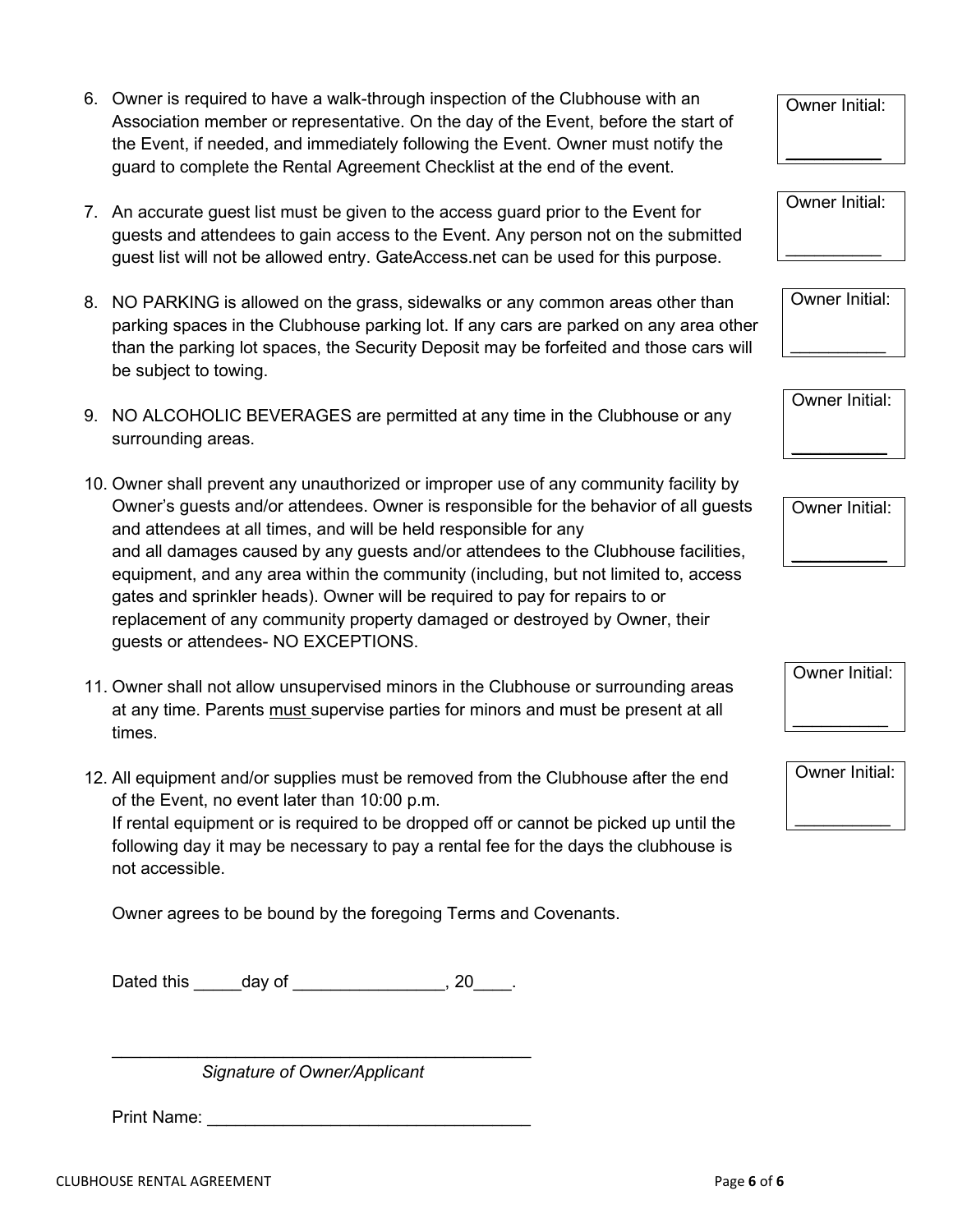6. Owner is required to have a walk-through inspection of the Clubhouse with an Association member or representative. On the day of the Event, before the start of the Event, if needed, and immediately following the Event. Owner must notify the guard to complete the Rental Agreement Checklist at the end of the event.

   Owner Initial: __________

7. An accurate guest list must be given to the access guard prior to the Event for guests and attendees to gain access to the Event. Any person not on the submitted guest list will not be allowed entry. GateAccess.net can be used for this purpose.

   Owner Initial: __________

8. NO PARKING is allowed on the grass, sidewalks or any common areas other than parking spaces in the Clubhouse parking lot. If any cars are parked on any area other than the parking lot spaces, the Security Deposit may be forfeited and those cars will be subject to towing.

   Owner Initial: __________

9. NO ALCOHOLIC BEVERAGES are permitted at any time in the Clubhouse or any surrounding areas.

   Owner Initial: __________

10. Owner shall prevent any unauthorized or improper use of any community facility by Owner's guests and/or attendees. Owner is responsible for the behavior of all guests and attendees at all times, and will be held responsible for any and all damages caused by any guests and/or attendees to the Clubhouse facilities, equipment, and any area within the community (including, but not limited to, access gates and sprinkler heads). Owner will be required to pay for repairs to or replacement of any community property damaged or destroyed by Owner, their guests or attendees- NO EXCEPTIONS.

    Owner Initial: __________

11. Owner shall not allow unsupervised minors in the Clubhouse or surrounding areas at any time. Parents <u>must</u> supervise parties for minors and must be present at all times.

    Owner Initial: __________

12. All equipment and/or supplies must be removed from the Clubhouse after the end of the Event, no event later than 10:00 p.m.
    If rental equipment or is required to be dropped off or cannot be picked up until the following day it may be necessary to pay a rental fee for the days the clubhouse is not accessible.

    Owner Initial: __________

Owner agrees to be bound by the foregoing Terms and Covenants.

Dated this _____day of ________________, 20____.

______________________________________________
*Signature of Owner/Applicant*

Print Name: __________________________________